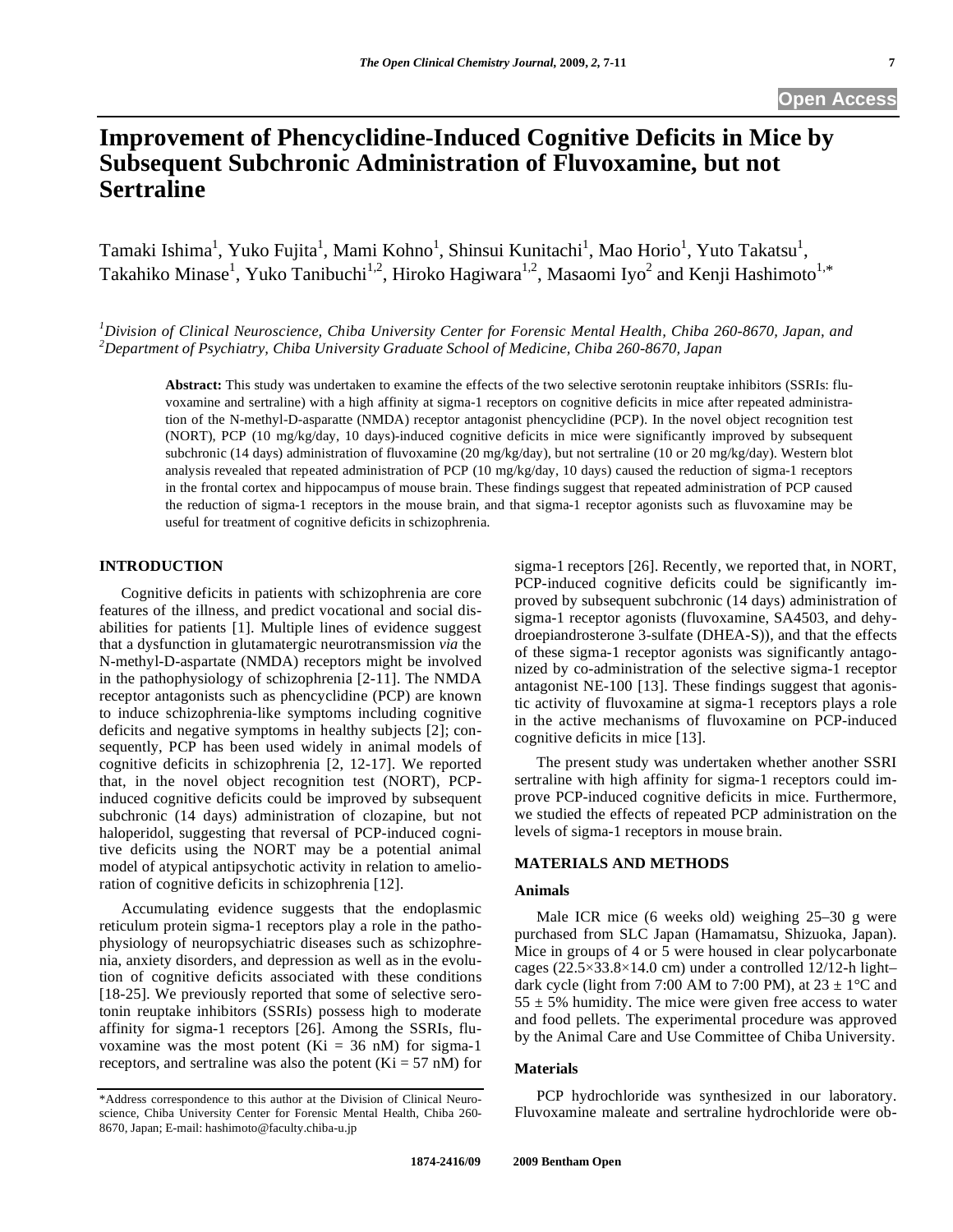# Improvement of Phencyclidine-Induced Cognitive Deficits in Mice by Subsequent Subchronic Administration of Fluvoxamine, but not Sertraline

Tamaki Ishima[1], Yuko Fujita[1], Mami Kohno[1], Shinsui Kunitachi[1], Mao Horio[1], Yuto Takatsu[1], Takahiko Minase[1], Yuko Tanibuchi[1,2], Hiroko Hagiwara[1,2], Masaomi Iyo[2] and Kenji Hashimoto[1,*]

[1]*Division of Clinical Neuroscience, Chiba University Center for Forensic Mental Health, Chiba 260-8670, Japan, and* [2]*Department of Psychiatry, Chiba University Graduate School of Medicine, Chiba 260-8670, Japan*

**Abstract:** This study was undertaken to examine the effects of the two selective serotonin reuptake inhibitors (SSRIs: fluvoxamine and sertraline) with a high affinity at sigma-1 receptors on cognitive deficits in mice after repeated administration of the N-methyl-D-asparatte (NMDA) receptor antagonist phencyclidine (PCP). In the novel object recognition test (NORT), PCP (10 mg/kg/day, 10 days)-induced cognitive deficits in mice were significantly improved by subsequent subchronic (14 days) administration of fluvoxamine (20 mg/kg/day), but not sertraline (10 or 20 mg/kg/day). Western blot analysis revealed that repeated administration of PCP (10 mg/kg/day, 10 days) caused the reduction of sigma-1 receptors in the frontal cortex and hippocampus of mouse brain. These findings suggest that repeated administration of PCP caused the reduction of sigma-1 receptors in the mouse brain, and that sigma-1 receptor agonists such as fluvoxamine may be useful for treatment of cognitive deficits in schizophrenia.

## INTRODUCTION

Cognitive deficits in patients with schizophrenia are core features of the illness, and predict vocational and social disabilities for patients [1]. Multiple lines of evidence suggest that a dysfunction in glutamatergic neurotransmission *via* the N-methyl-D-aspartate (NMDA) receptors might be involved in the pathophysiology of schizophrenia [2-11]. The NMDA receptor antagonists such as phencyclidine (PCP) are known to induce schizophrenia-like symptoms including cognitive deficits and negative symptoms in healthy subjects [2]; consequently, PCP has been used widely in animal models of cognitive deficits in schizophrenia [2, 12-17]. We reported that, in the novel object recognition test (NORT), PCP-induced cognitive deficits could be improved by subsequent subchronic (14 days) administration of clozapine, but not haloperidol, suggesting that reversal of PCP-induced cognitive deficits using the NORT may be a potential animal model of atypical antipsychotic activity in relation to amelioration of cognitive deficits in schizophrenia [12].

Accumulating evidence suggests that the endoplasmic reticulum protein sigma-1 receptors play a role in the pathophysiology of neuropsychiatric diseases such as schizophrenia, anxiety disorders, and depression as well as in the evolution of cognitive deficits associated with these conditions [18-25]. We previously reported that some of selective serotonin reuptake inhibitors (SSRIs) possess high to moderate affinity for sigma-1 receptors [26]. Among the SSRIs, fluvoxamine was the most potent (Ki = 36 nM) for sigma-1 receptors, and sertraline was also the potent (Ki = 57 nM) for sigma-1 receptors [26]. Recently, we reported that, in NORT, PCP-induced cognitive deficits could be significantly improved by subsequent subchronic (14 days) administration of sigma-1 receptor agonists (fluvoxamine, SA4503, and dehydroepiandrosterone 3-sulfate (DHEA-S)), and that the effects of these sigma-1 receptor agonists was significantly antagonized by co-administration of the selective sigma-1 receptor antagonist NE-100 [13]. These findings suggest that agonistic activity of fluvoxamine at sigma-1 receptors plays a role in the active mechanisms of fluvoxamine on PCP-induced cognitive deficits in mice [13].

The present study was undertaken whether another SSRI sertraline with high affinity for sigma-1 receptors could improve PCP-induced cognitive deficits in mice. Furthermore, we studied the effects of repeated PCP administration on the levels of sigma-1 receptors in mouse brain.

## MATERIALS AND METHODS

### Animals

Male ICR mice (6 weeks old) weighing 25–30 g were purchased from SLC Japan (Hamamatsu, Shizuoka, Japan). Mice in groups of 4 or 5 were housed in clear polycarbonate cages (22.5×33.8×14.0 cm) under a controlled 12/12-h light–dark cycle (light from 7:00 AM to 7:00 PM), at 23 ± 1°C and 55 ± 5% humidity. The mice were given free access to water and food pellets. The experimental procedure was approved by the Animal Care and Use Committee of Chiba University.

### Materials

PCP hydrochloride was synthesized in our laboratory. Fluvoxamine maleate and sertraline hydrochloride were ob-

\*Address correspondence to this author at the Division of Clinical Neuroscience, Chiba University Center for Forensic Mental Health, Chiba 260-8670, Japan; E-mail: hashimoto@faculty.chiba-u.jp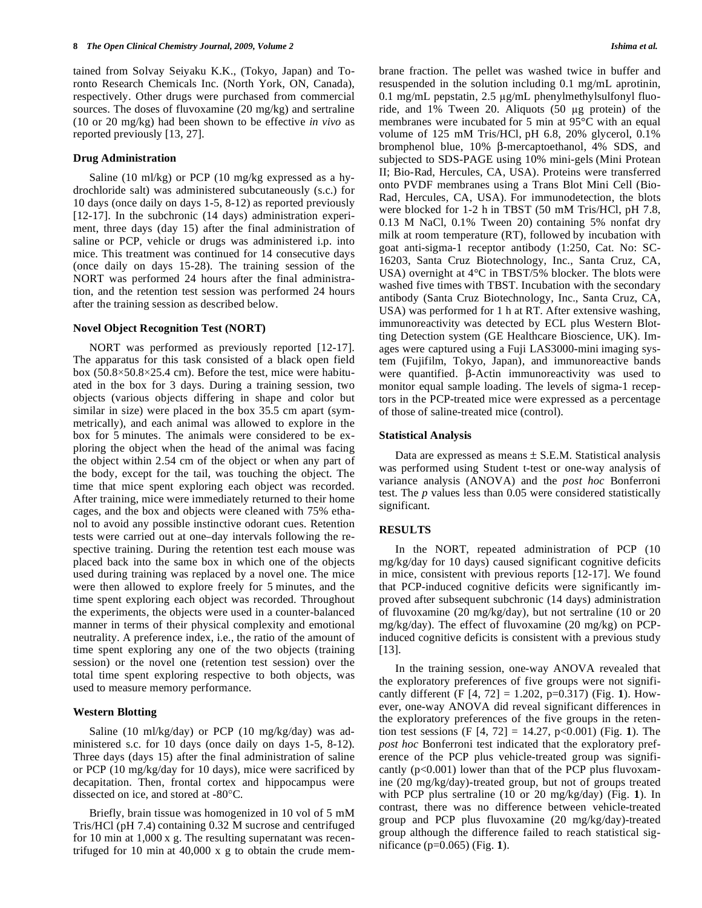tained from Solvay Seiyaku K.K., (Tokyo, Japan) and Toronto Research Chemicals Inc. (North York, ON, Canada), respectively. Other drugs were purchased from commercial sources. The doses of fluvoxamine (20 mg/kg) and sertraline (10 or 20 mg/kg) had been shown to be effective *in vivo* as reported previously [13, 27].

### Drug Administration

Saline (10 ml/kg) or PCP (10 mg/kg expressed as a hydrochloride salt) was administered subcutaneously (s.c.) for 10 days (once daily on days 1-5, 8-12) as reported previously [12-17]. In the subchronic (14 days) administration experiment, three days (day 15) after the final administration of saline or PCP, vehicle or drugs was administered i.p. into mice. This treatment was continued for 14 consecutive days (once daily on days 15-28). The training session of the NORT was performed 24 hours after the final administration, and the retention test session was performed 24 hours after the training session as described below.

### Novel Object Recognition Test (NORT)

NORT was performed as previously reported [12-17]. The apparatus for this task consisted of a black open field box (50.8×50.8×25.4 cm). Before the test, mice were habituated in the box for 3 days. During a training session, two objects (various objects differing in shape and color but similar in size) were placed in the box 35.5 cm apart (symmetrically), and each animal was allowed to explore in the box for 5 minutes. The animals were considered to be exploring the object when the head of the animal was facing the object within 2.54 cm of the object or when any part of the body, except for the tail, was touching the object. The time that mice spent exploring each object was recorded. After training, mice were immediately returned to their home cages, and the box and objects were cleaned with 75% ethanol to avoid any possible instinctive odorant cues. Retention tests were carried out at one–day intervals following the respective training. During the retention test each mouse was placed back into the same box in which one of the objects used during training was replaced by a novel one. The mice were then allowed to explore freely for 5 minutes, and the time spent exploring each object was recorded. Throughout the experiments, the objects were used in a counter-balanced manner in terms of their physical complexity and emotional neutrality. A preference index, i.e., the ratio of the amount of time spent exploring any one of the two objects (training session) or the novel one (retention test session) over the total time spent exploring respective to both objects, was used to measure memory performance.

### Western Blotting

Saline (10 ml/kg/day) or PCP (10 mg/kg/day) was administered s.c. for 10 days (once daily on days 1-5, 8-12). Three days (days 15) after the final administration of saline or PCP (10 mg/kg/day for 10 days), mice were sacrificed by decapitation. Then, frontal cortex and hippocampus were dissected on ice, and stored at -80°C.

Briefly, brain tissue was homogenized in 10 vol of 5 mM Tris/HCl (pH 7.4) containing 0.32 M sucrose and centrifuged for 10 min at 1,000 x g. The resulting supernatant was recentrifuged for 10 min at 40,000 x g to obtain the crude membrane fraction. The pellet was washed twice in buffer and resuspended in the solution including 0.1 mg/mL aprotinin, 0.1 mg/mL pepstatin, 2.5 μg/mL phenylmethylsulfonyl fluoride, and 1% Tween 20. Aliquots (50 μg protein) of the membranes were incubated for 5 min at 95°C with an equal volume of 125 mM Tris/HCl, pH 6.8, 20% glycerol, 0.1% bromphenol blue, 10% β-mercaptoethanol, 4% SDS, and subjected to SDS-PAGE using 10% mini-gels (Mini Protean II; Bio-Rad, Hercules, CA, USA). Proteins were transferred onto PVDF membranes using a Trans Blot Mini Cell (Bio-Rad, Hercules, CA, USA). For immunodetection, the blots were blocked for 1-2 h in TBST (50 mM Tris/HCl, pH 7.8, 0.13 M NaCl, 0.1% Tween 20) containing 5% nonfat dry milk at room temperature (RT), followed by incubation with goat anti-sigma-1 receptor antibody (1:250, Cat. No: SC-16203, Santa Cruz Biotechnology, Inc., Santa Cruz, CA, USA) overnight at 4°C in TBST/5% blocker. The blots were washed five times with TBST. Incubation with the secondary antibody (Santa Cruz Biotechnology, Inc., Santa Cruz, CA, USA) was performed for 1 h at RT. After extensive washing, immunoreactivity was detected by ECL plus Western Blotting Detection system (GE Healthcare Bioscience, UK). Images were captured using a Fuji LAS3000-mini imaging system (Fujifilm, Tokyo, Japan), and immunoreactive bands were quantified. β-Actin immunoreactivity was used to monitor equal sample loading. The levels of sigma-1 receptors in the PCP-treated mice were expressed as a percentage of those of saline-treated mice (control).

### Statistical Analysis

Data are expressed as means ± S.E.M. Statistical analysis was performed using Student t-test or one-way analysis of variance analysis (ANOVA) and the *post hoc* Bonferroni test. The *p* values less than 0.05 were considered statistically significant.

## RESULTS

In the NORT, repeated administration of PCP (10 mg/kg/day for 10 days) caused significant cognitive deficits in mice, consistent with previous reports [12-17]. We found that PCP-induced cognitive deficits were significantly improved after subsequent subchronic (14 days) administration of fluvoxamine (20 mg/kg/day), but not sertraline (10 or 20 mg/kg/day). The effect of fluvoxamine (20 mg/kg) on PCP-induced cognitive deficits is consistent with a previous study [13].

In the training session, one-way ANOVA revealed that the exploratory preferences of five groups were not significantly different ($F [4, 72] = 1.202$, $p=0.317$) (Fig. **1**). However, one-way ANOVA did reveal significant differences in the exploratory preferences of the five groups in the retention test sessions ($F [4, 72] = 14.27$, $p<0.001$) (Fig. **1**). The *post hoc* Bonferroni test indicated that the exploratory preference of the PCP plus vehicle-treated group was significantly ($p<0.001$) lower than that of the PCP plus fluvoxamine (20 mg/kg/day)-treated group, but not of groups treated with PCP plus sertraline (10 or 20 mg/kg/day) (Fig. **1**). In contrast, there was no difference between vehicle-treated group and PCP plus fluvoxamine (20 mg/kg/day)-treated group although the difference failed to reach statistical significance ($p=0.065$) (Fig. **1**).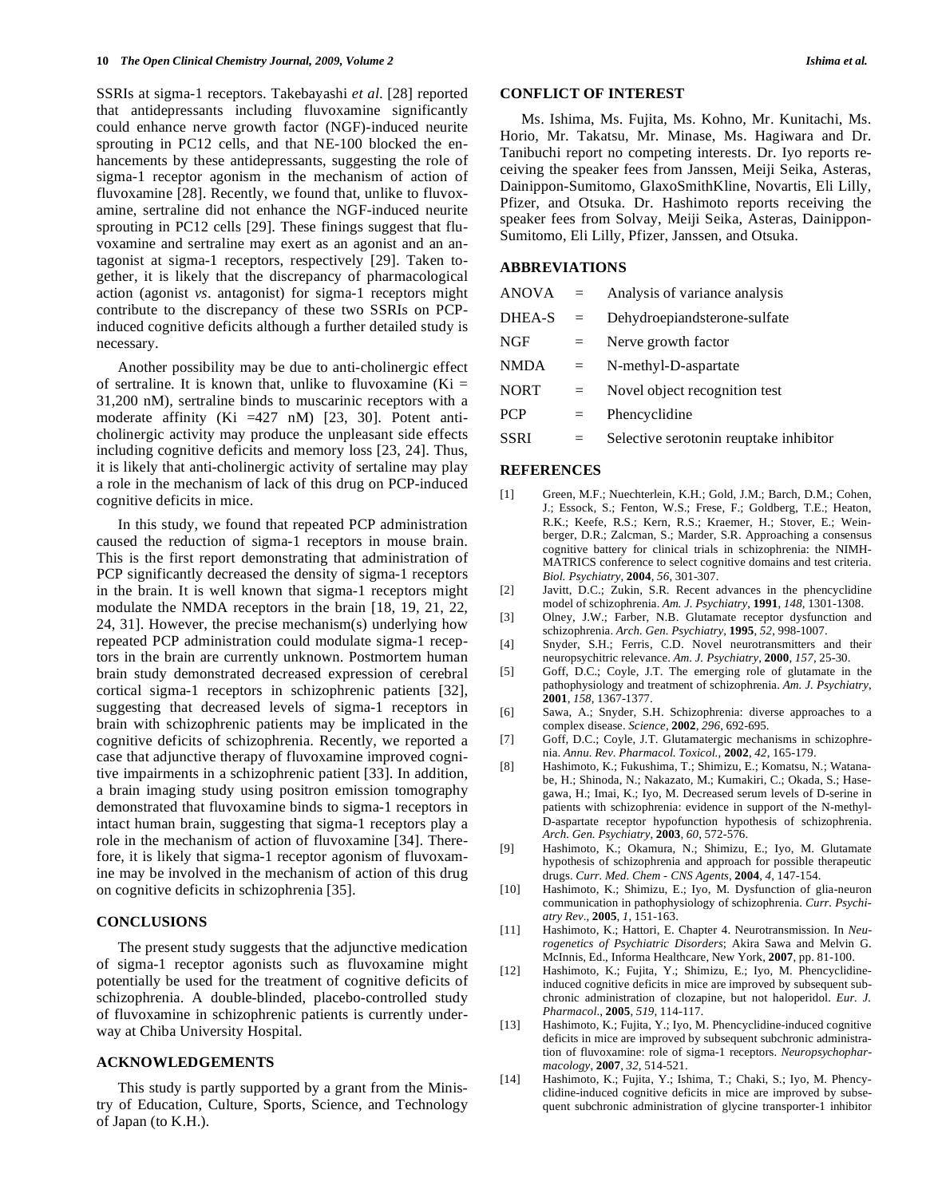SSRIs at sigma-1 receptors. Takebayashi *et al.* [28] reported that antidepressants including fluvoxamine significantly could enhance nerve growth factor (NGF)-induced neurite sprouting in PC12 cells, and that NE-100 blocked the enhancements by these antidepressants, suggesting the role of sigma-1 receptor agonism in the mechanism of action of fluvoxamine [28]. Recently, we found that, unlike to fluvoxamine, sertraline did not enhance the NGF-induced neurite sprouting in PC12 cells [29]. These finings suggest that fluvoxamine and sertraline may exert as an agonist and an antagonist at sigma-1 receptors, respectively [29]. Taken together, it is likely that the discrepancy of pharmacological action (agonist *vs*. antagonist) for sigma-1 receptors might contribute to the discrepancy of these two SSRIs on PCP-induced cognitive deficits although a further detailed study is necessary.

Another possibility may be due to anti-cholinergic effect of sertraline. It is known that, unlike to fluvoxamine (Ki = 31,200 nM), sertraline binds to muscarinic receptors with a moderate affinity (Ki =427 nM) [23, 30]. Potent anti-cholinergic activity may produce the unpleasant side effects including cognitive deficits and memory loss [23, 24]. Thus, it is likely that anti-cholinergic activity of sertaline may play a role in the mechanism of lack of this drug on PCP-induced cognitive deficits in mice.

In this study, we found that repeated PCP administration caused the reduction of sigma-1 receptors in mouse brain. This is the first report demonstrating that administration of PCP significantly decreased the density of sigma-1 receptors in the brain. It is well known that sigma-1 receptors might modulate the NMDA receptors in the brain [18, 19, 21, 22, 24, 31]. However, the precise mechanism(s) underlying how repeated PCP administration could modulate sigma-1 receptors in the brain are currently unknown. Postmortem human brain study demonstrated decreased expression of cerebral cortical sigma-1 receptors in schizophrenic patients [32], suggesting that decreased levels of sigma-1 receptors in brain with schizophrenic patients may be implicated in the cognitive deficits of schizophrenia. Recently, we reported a case that adjunctive therapy of fluvoxamine improved cognitive impairments in a schizophrenic patient [33]. In addition, a brain imaging study using positron emission tomography demonstrated that fluvoxamine binds to sigma-1 receptors in intact human brain, suggesting that sigma-1 receptors play a role in the mechanism of action of fluvoxamine [34]. Therefore, it is likely that sigma-1 receptor agonism of fluvoxamine may be involved in the mechanism of action of this drug on cognitive deficits in schizophrenia [35].

## CONCLUSIONS

The present study suggests that the adjunctive medication of sigma-1 receptor agonists such as fluvoxamine might potentially be used for the treatment of cognitive deficits of schizophrenia. A double-blinded, placebo-controlled study of fluvoxamine in schizophrenic patients is currently underway at Chiba University Hospital.

## ACKNOWLEDGEMENTS

This study is partly supported by a grant from the Ministry of Education, Culture, Sports, Science, and Technology of Japan (to K.H.).

## CONFLICT OF INTEREST

Ms. Ishima, Ms. Fujita, Ms. Kohno, Mr. Kunitachi, Ms. Horio, Mr. Takatsu, Mr. Minase, Ms. Hagiwara and Dr. Tanibuchi report no competing interests. Dr. Iyo reports receiving the speaker fees from Janssen, Meiji Seika, Asteras, Dainippon-Sumitomo, GlaxoSmithKline, Novartis, Eli Lilly, Pfizer, and Otsuka. Dr. Hashimoto reports receiving the speaker fees from Solvay, Meiji Seika, Asteras, Dainippon-Sumitomo, Eli Lilly, Pfizer, Janssen, and Otsuka.

## ABBREVIATIONS

| | | |
|---|---|---|
| ANOVA | = | Analysis of variance analysis |
| DHEA-S | = | Dehydroepiandsterone-sulfate |
| NGF | = | Nerve growth factor |
| NMDA | = | N-methyl-D-aspartate |
| NORT | = | Novel object recognition test |
| PCP | = | Phencyclidine |
| SSRI | = | Selective serotonin reuptake inhibitor |

## REFERENCES

[1] Green, M.F.; Nuechterlein, K.H.; Gold, J.M.; Barch, D.M.; Cohen, J.; Essock, S.; Fenton, W.S.; Frese, F.; Goldberg, T.E.; Heaton, R.K.; Keefe, R.S.; Kern, R.S.; Kraemer, H.; Stover, E.; Weinberger, D.R.; Zalcman, S.; Marder, S.R. Approaching a consensus cognitive battery for clinical trials in schizophrenia: the NIMH-MATRICS conference to select cognitive domains and test criteria. *Biol. Psychiatry*, **2004**, *56*, 301-307.

[2] Javitt, D.C.; Zukin, S.R. Recent advances in the phencyclidine model of schizophrenia. *Am. J. Psychiatry*, **1991**, *148*, 1301-1308.

[3] Olney, J.W.; Farber, N.B. Glutamate receptor dysfunction and schizophrenia. *Arch. Gen. Psychiatry*, **1995**, *52*, 998-1007.

[4] Snyder, S.H.; Ferris, C.D. Novel neurotransmitters and their neuropsychitric relevance. *Am. J. Psychiatry*, **2000**, *157*, 25-30.

[5] Goff, D.C.; Coyle, J.T. The emerging role of glutamate in the pathophysiology and treatment of schizophrenia. *Am. J. Psychiatry*, **2001**, *158*, 1367-1377.

[6] Sawa, A.; Snyder, S.H. Schizophrenia: diverse approaches to a complex disease. *Science*, **2002**, *296*, 692-695.

[7] Goff, D.C.; Coyle, J.T. Glutamatergic mechanisms in schizophrenia. *Annu. Rev. Pharmacol. Toxicol.*, **2002**, *42*, 165-179.

[8] Hashimoto, K.; Fukushima, T.; Shimizu, E.; Komatsu, N.; Watanabe, H.; Shinoda, N.; Nakazato, M.; Kumakiri, C.; Okada, S.; Hasegawa, H.; Imai, K.; Iyo, M. Decreased serum levels of D-serine in patients with schizophrenia: evidence in support of the N-methyl-D-aspartate receptor hypofunction hypothesis of schizophrenia. *Arch. Gen. Psychiatry*, **2003**, *60*, 572-576.

[9] Hashimoto, K.; Okamura, N.; Shimizu, E.; Iyo, M. Glutamate hypothesis of schizophrenia and approach for possible therapeutic drugs. *Curr. Med. Chem - CNS Agents*, **2004**, *4*, 147-154.

[10] Hashimoto, K.; Shimizu, E.; Iyo, M. Dysfunction of glia-neuron communication in pathophysiology of schizophrenia. *Curr. Psychiatry Rev.*, **2005**, *1*, 151-163.

[11] Hashimoto, K.; Hattori, E. Chapter 4. Neurotransmission. In *Neurogenetics of Psychiatric Disorders*; Akira Sawa and Melvin G. McInnis, Ed., Informa Healthcare, New York, **2007**, pp. 81-100.

[12] Hashimoto, K.; Fujita, Y.; Shimizu, E.; Iyo, M. Phencyclidine-induced cognitive deficits in mice are improved by subsequent subchronic administration of clozapine, but not haloperidol. *Eur. J. Pharmacol.*, **2005**, *519*, 114-117.

[13] Hashimoto, K.; Fujita, Y.; Iyo, M. Phencyclidine-induced cognitive deficits in mice are improved by subsequent subchronic administration of fluvoxamine: role of sigma-1 receptors. *Neuropsychopharmacology*, **2007**, *32*, 514-521.

[14] Hashimoto, K.; Fujita, Y.; Ishima, T.; Chaki, S.; Iyo, M. Phencyclidine-induced cognitive deficits in mice are improved by subsequent subchronic administration of glycine transporter-1 inhibitor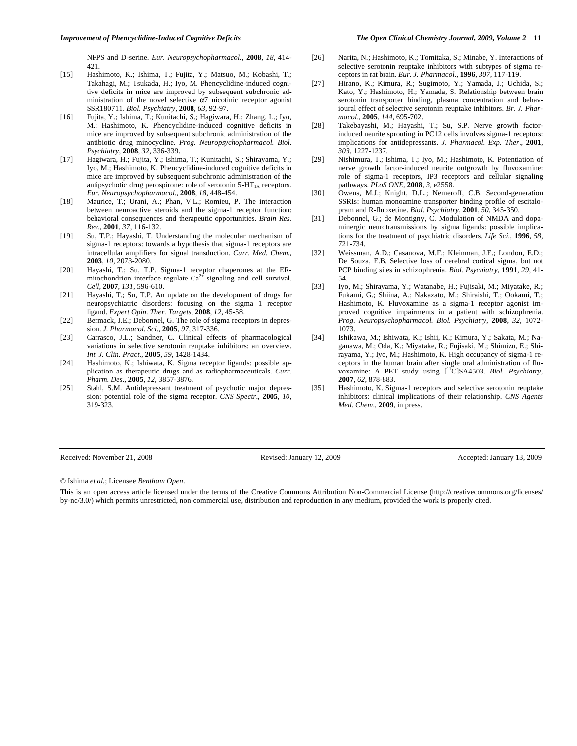NFPS and D-serine. *Eur. Neuropsychopharmacol.*, **2008**, *18*, 414-421.

[15] Hashimoto, K.; Ishima, T.; Fujita, Y.; Matsuo, M.; Kobashi, T.; Takahagi, M.; Tsukada, H.; Iyo, M. Phencyclidine-induced cognitive deficits in mice are improved by subsequent subchronic administration of the novel selective α7 nicotinic receptor agonist SSR180711. *Biol. Psychiatry*, **2008**, *63*, 92-97.

[16] Fujita, Y.; Ishima, T.; Kunitachi, S.; Hagiwara, H.; Zhang, L.; Iyo, M.; Hashimoto, K. Phencyclidine-induced cognitive deficits in mice are improved by subsequent subchronic administration of the antibiotic drug minocycline. *Prog. Neuropsychopharmacol. Biol. Psychiatry*, **2008**, *32*, 336-339.

[17] Hagiwara, H.; Fujita, Y.; Ishima, T.; Kunitachi, S.; Shirayama, Y.; Iyo, M.; Hashimoto, K. Phencyclidine-induced cognitive deficits in mice are improved by subsequent subchronic administration of the antipsychotic drug perospirone: role of serotonin 5-$HT_{1A}$ receptors. *Eur. Neuropsychopharmacol.*, **2008**, *18*, 448-454.

[18] Maurice, T.; Urani, A.; Phan, V.L.; Romieu, P. The interaction between neuroactive steroids and the sigma-1 receptor function: behavioral consequences and therapeutic opportunities. *Brain Res. Rev.*, **2001**, *37*, 116-132.

[19] Su, T.P.; Hayashi, T. Understanding the molecular mechanism of sigma-1 receptors: towards a hypothesis that sigma-1 receptors are intracellular amplifiers for signal transduction. *Curr. Med. Chem.*, **2003**, *10*, 2073-2080.

[20] Hayashi, T.; Su, T.P. Sigma-1 receptor chaperones at the ER-mitochondrion interface regulate $Ca^{2+}$ signaling and cell survival. *Cell*, **2007**, *131*, 596-610.

[21] Hayashi, T.; Su, T.P. An update on the development of drugs for neuropsychiatric disorders: focusing on the sigma 1 receptor ligand. *Expert Opin. Ther. Targets*, **2008**, *12*, 45-58.

[22] Bermack, J.E.; Debonnel, G. The role of sigma receptors in depression. *J. Pharmacol. Sci.*, **2005**, *97*, 317-336.

[23] Carrasco, J.L.; Sandner, C. Clinical effects of pharmacological variations in selective serotonin reuptake inhibitors: an overview. *Int. J. Clin. Pract.*, **2005**, *59*, 1428-1434.

[24] Hashimoto, K.; Ishiwata, K. Sigma receptor ligands: possible application as therapeutic drugs and as radiopharmaceuticals. *Curr. Pharm. Des.*, **2005**, *12*, 3857-3876.

[25] Stahl, S.M. Antidepressant treatment of psychotic major depression: potential role of the sigma receptor. *CNS Spectr.*, **2005**, *10*, 319-323.

[26] Narita, N.; Hashimoto, K.; Tomitaka, S.; Minabe, Y. Interactions of selective serotonin reuptake inhibitors with subtypes of sigma receptors in rat brain. *Eur. J. Pharmacol.*, **1996**, *307*, 117-119.

[27] Hirano, K.; Kimura, R.; Sugimoto, Y.; Yamada, J.; Uchida, S.; Kato, Y.; Hashimoto, H.; Yamada, S. Relationship between brain serotonin transporter binding, plasma concentration and behavioural effect of selective serotonin reuptake inhibitors. *Br. J. Pharmacol.*, **2005**, *144*, 695-702.

[28] Takebayashi, M.; Hayashi, T.; Su, S.P. Nerve growth factor-induced neurite sprouting in PC12 cells involves sigma-1 receptors: implications for antidepressants. *J. Pharmacol. Exp. Ther.*, **2001**, *303*, 1227-1237.

[29] Nishimura, T.; Ishima, T.; Iyo, M.; Hashimoto, K. Potentiation of nerve growth factor-induced neurite outgrowth by fluvoxamine: role of sigma-1 receptors, IP3 receptors and cellular signaling pathways. *PLoS ONE*, **2008**, *3*, e2558.

[30] Owens, M.J.; Knight, D.L.; Nemeroff, C.B. Second-generation SSRIs: human monoamine transporter binding profile of escitalopram and R-fluoxetine. *Biol. Psychiatry*, **2001**, *50*, 345-350.

[31] Debonnel, G.; de Montigny, C. Modulation of NMDA and dopaminergic neurotransmissions by sigma ligands: possible implications for the treatment of psychiatric disorders. *Life Sci.*, **1996**, *58*, 721-734.

[32] Weissman, A.D.; Casanova, M.F.; Kleinman, J.E.; London, E.D.; De Souza, E.B. Selective loss of cerebral cortical sigma, but not PCP binding sites in schizophrenia. *Biol. Psychiatry*, **1991**, *29*, 41-54.

[33] Iyo, M.; Shirayama, Y.; Watanabe, H.; Fujisaki, M.; Miyatake, R.; Fukami, G.; Shiina, A.; Nakazato, M.; Shiraishi, T.; Ookami, T.; Hashimoto, K. Fluvoxamine as a sigma-1 receptor agonist improved cognitive impairments in a patient with schizophrenia. *Prog. Neuropsychopharmacol. Biol. Psychiatry*, **2008**, *32*, 1072-1073.

[34] Ishikawa, M.; Ishiwata, K.; Ishii, K.; Kimura, Y.; Sakata, M.; Naganawa, M.; Oda, K.; Miyatake, R.; Fujisaki, M.; Shimizu, E.; Shirayama, Y.; Iyo, M.; Hashimoto, K. High occupancy of sigma-1 receptors in the human brain after single oral administration of fluvoxamine: A PET study using [$^{11}$C]SA4503. *Biol. Psychiatry*, **2007**, *62*, 878-883.

[35] Hashimoto, K. Sigma-1 receptors and selective serotonin reuptake inhibitors: clinical implications of their relationship. *CNS Agents Med. Chem.*, **2009**, in press.

Received: November 21, 2008 Revised: January 12, 2009 Accepted: January 13, 2009

© Ishima *et al.*; Licensee *Bentham Open*.

This is an open access article licensed under the terms of the Creative Commons Attribution Non-Commercial License (http://creativecommons.org/licenses/by-nc/3.0/) which permits unrestricted, non-commercial use, distribution and reproduction in any medium, provided the work is properly cited.